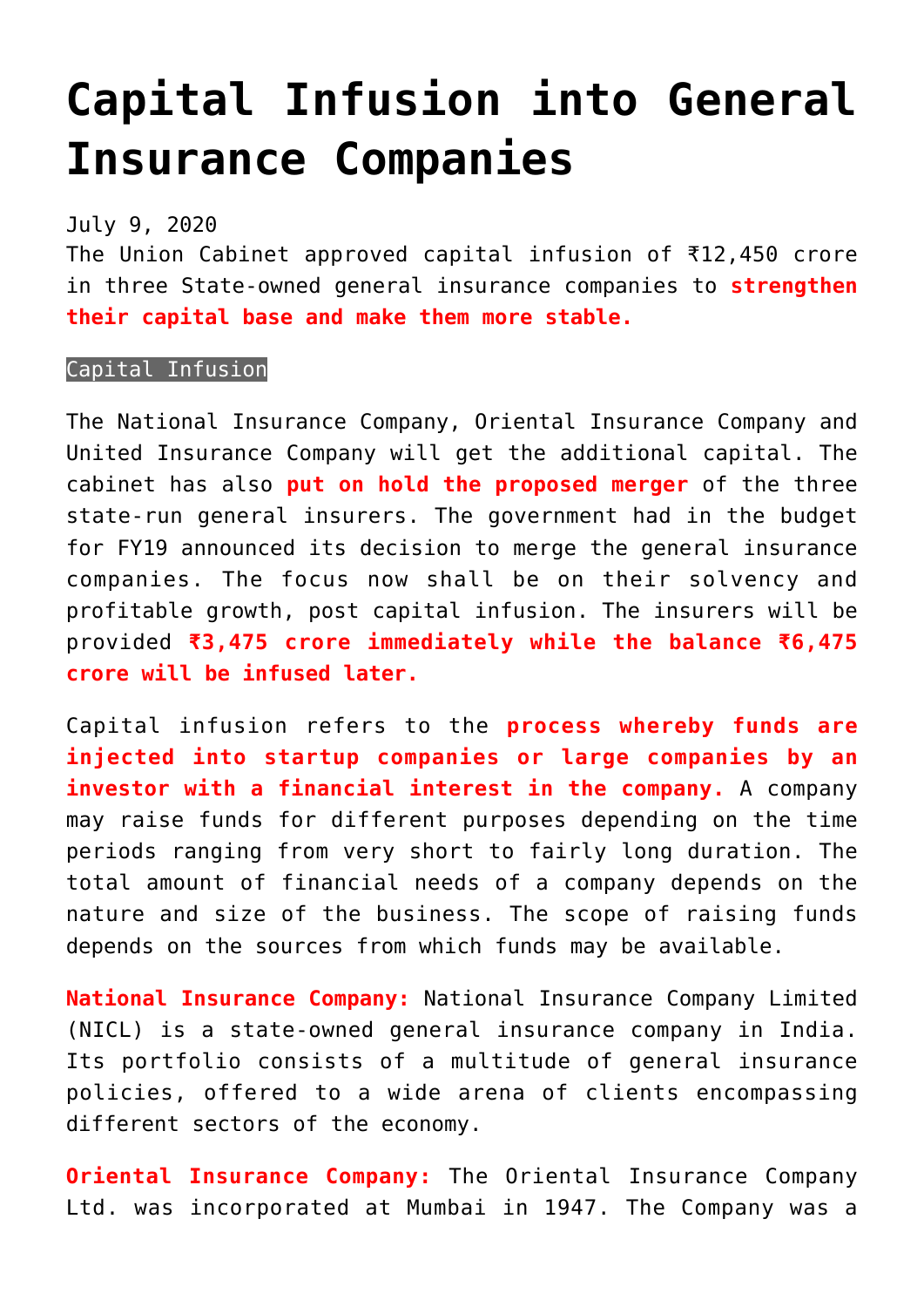# Capital Infusion into General Insurance Companies

July 9, 2020

The Union Cabinet approved capital infusion of ₹12,450 crore in three State-owned general insurance companies to **strengthen their capital base and make them more stable.**

## Capital Infusion

The National Insurance Company, Oriental Insurance Company and United Insurance Company will get the additional capital. The cabinet has also **put on hold the proposed merger** of the three state-run general insurers. The government had in the budget for FY19 announced its decision to merge the general insurance companies. The focus now shall be on their solvency and profitable growth, post capital infusion. The insurers will be provided **₹3,475 crore immediately while the balance ₹6,475 crore will be infused later.**

Capital infusion refers to the **process whereby funds are injected into startup companies or large companies by an investor with a financial interest in the company.** A company may raise funds for different purposes depending on the time periods ranging from very short to fairly long duration. The total amount of financial needs of a company depends on the nature and size of the business. The scope of raising funds depends on the sources from which funds may be available.

**National Insurance Company:** National Insurance Company Limited (NICL) is a state-owned general insurance company in India. Its portfolio consists of a multitude of general insurance policies, offered to a wide arena of clients encompassing different sectors of the economy.

**Oriental Insurance Company:** The Oriental Insurance Company Ltd. was incorporated at Mumbai in 1947. The Company was a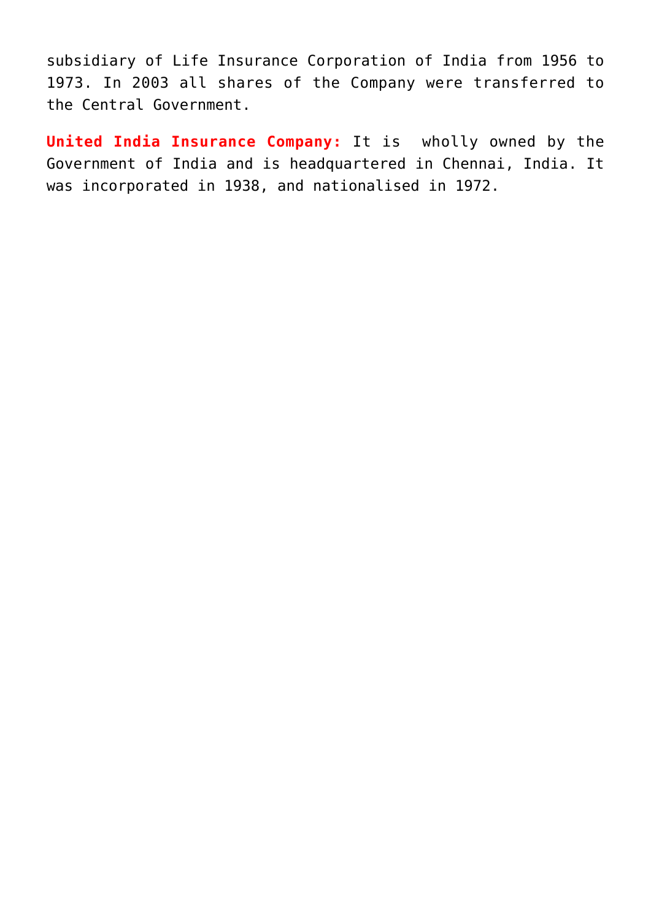subsidiary of Life Insurance Corporation of India from 1956 to 1973. In 2003 all shares of the Company were transferred to the Central Government.

**United India Insurance Company:** It is wholly owned by the Government of India and is headquartered in Chennai, India. It was incorporated in 1938, and nationalised in 1972.